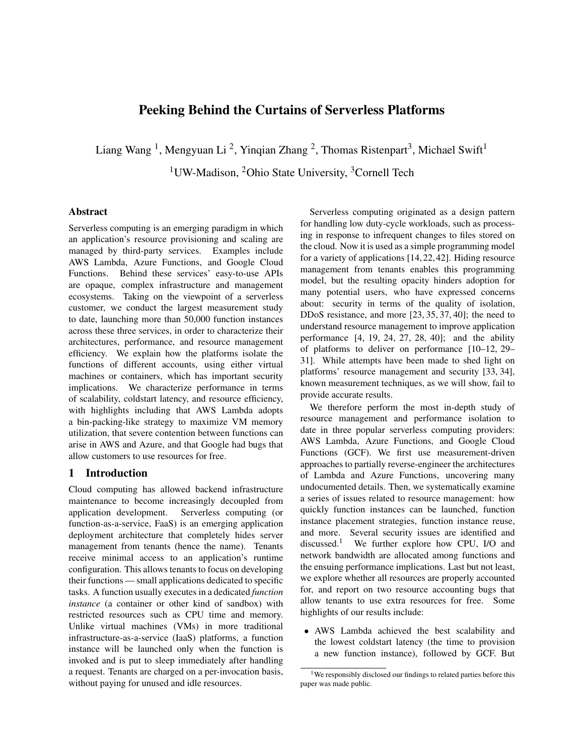# Peeking Behind the Curtains of Serverless Platforms

Liang Wang [1], Mengyuan Li [2], Yinqian Zhang [2], Thomas Ristenpart[3], Michael Swift[1]

[1]UW-Madison, [2]Ohio State University, [3]Cornell Tech

## Abstract

Serverless computing is an emerging paradigm in which an application's resource provisioning and scaling are managed by third-party services. Examples include AWS Lambda, Azure Functions, and Google Cloud Functions. Behind these services' easy-to-use APIs are opaque, complex infrastructure and management ecosystems. Taking on the viewpoint of a serverless customer, we conduct the largest measurement study to date, launching more than 50,000 function instances across these three services, in order to characterize their architectures, performance, and resource management efficiency. We explain how the platforms isolate the functions of different accounts, using either virtual machines or containers, which has important security implications. We characterize performance in terms of scalability, coldstart latency, and resource efficiency, with highlights including that AWS Lambda adopts a bin-packing-like strategy to maximize VM memory utilization, that severe contention between functions can arise in AWS and Azure, and that Google had bugs that allow customers to use resources for free.

## 1 Introduction

Cloud computing has allowed backend infrastructure maintenance to become increasingly decoupled from application development. Serverless computing (or function-as-a-service, FaaS) is an emerging application deployment architecture that completely hides server management from tenants (hence the name). Tenants receive minimal access to an application's runtime configuration. This allows tenants to focus on developing their functions — small applications dedicated to specific tasks. A function usually executes in a dedicated *function instance* (a container or other kind of sandbox) with restricted resources such as CPU time and memory. Unlike virtual machines (VMs) in more traditional infrastructure-as-a-service (IaaS) platforms, a function instance will be launched only when the function is invoked and is put to sleep immediately after handling a request. Tenants are charged on a per-invocation basis, without paying for unused and idle resources.

Serverless computing originated as a design pattern for handling low duty-cycle workloads, such as processing in response to infrequent changes to files stored on the cloud. Now it is used as a simple programming model for a variety of applications [14, 22, 42]. Hiding resource management from tenants enables this programming model, but the resulting opacity hinders adoption for many potential users, who have expressed concerns about: security in terms of the quality of isolation, DDoS resistance, and more [23, 35, 37, 40]; the need to understand resource management to improve application performance [4, 19, 24, 27, 28, 40]; and the ability of platforms to deliver on performance [10–12, 29–31]. While attempts have been made to shed light on platforms' resource management and security [33, 34], known measurement techniques, as we will show, fail to provide accurate results.

We therefore perform the most in-depth study of resource management and performance isolation to date in three popular serverless computing providers: AWS Lambda, Azure Functions, and Google Cloud Functions (GCF). We first use measurement-driven approaches to partially reverse-engineer the architectures of Lambda and Azure Functions, uncovering many undocumented details. Then, we systematically examine a series of issues related to resource management: how quickly function instances can be launched, function instance placement strategies, function instance reuse, and more. Several security issues are identified and discussed.[1] We further explore how CPU, I/O and network bandwidth are allocated among functions and the ensuing performance implications. Last but not least, we explore whether all resources are properly accounted for, and report on two resource accounting bugs that allow tenants to use extra resources for free. Some highlights of our results include:

- AWS Lambda achieved the best scalability and the lowest coldstart latency (the time to provision a new function instance), followed by GCF. But

[1]We responsibly disclosed our findings to related parties before this paper was made public.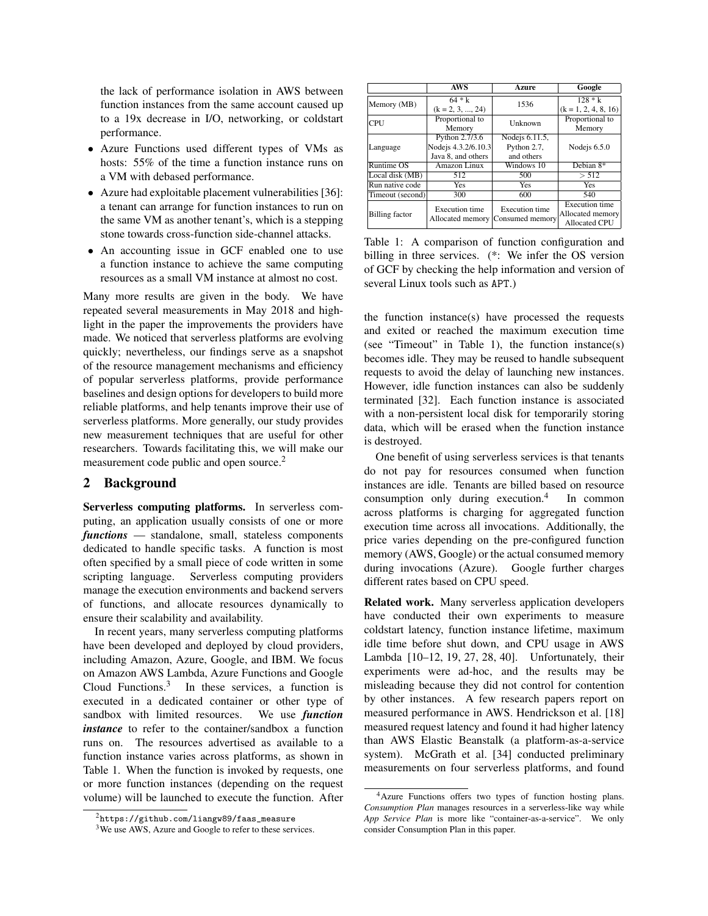the lack of performance isolation in AWS between function instances from the same account caused up to a 19x decrease in I/O, networking, or coldstart performance.

- Azure Functions used different types of VMs as hosts: 55% of the time a function instance runs on a VM with debased performance.
- Azure had exploitable placement vulnerabilities [36]: a tenant can arrange for function instances to run on the same VM as another tenant's, which is a stepping stone towards cross-function side-channel attacks.
- An accounting issue in GCF enabled one to use a function instance to achieve the same computing resources as a small VM instance at almost no cost.

Many more results are given in the body. We have repeated several measurements in May 2018 and highlight in the paper the improvements the providers have made. We noticed that serverless platforms are evolving quickly; nevertheless, our findings serve as a snapshot of the resource management mechanisms and efficiency of popular serverless platforms, provide performance baselines and design options for developers to build more reliable platforms, and help tenants improve their use of serverless platforms. More generally, our study provides new measurement techniques that are useful for other researchers. Towards facilitating this, we will make our measurement code public and open source.[2]

## 2 Background

**Serverless computing platforms.** In serverless computing, an application usually consists of one or more ***functions*** — standalone, small, stateless components dedicated to handle specific tasks. A function is most often specified by a small piece of code written in some scripting language. Serverless computing providers manage the execution environments and backend servers of functions, and allocate resources dynamically to ensure their scalability and availability.

In recent years, many serverless computing platforms have been developed and deployed by cloud providers, including Amazon, Azure, Google, and IBM. We focus on Amazon AWS Lambda, Azure Functions and Google Cloud Functions.[3] In these services, a function is executed in a dedicated container or other type of sandbox with limited resources. We use ***function instance*** to refer to the container/sandbox a function runs on. The resources advertised as available to a function instance varies across platforms, as shown in Table 1. When the function is invoked by requests, one or more function instances (depending on the request volume) will be launched to execute the function. After the function instance(s) have processed the requests and exited or reached the maximum execution time (see "Timeout" in Table 1), the function instance(s) becomes idle. They may be reused to handle subsequent requests to avoid the delay of launching new instances. However, idle function instances can also be suddenly terminated [32]. Each function instance is associated with a non-persistent local disk for temporarily storing data, which will be erased when the function instance is destroyed.

| | AWS | Azure | Google |
|---|---|---|---|
| Memory (MB) | 64 * k (k = 2, 3, ..., 24) | 1536 | 128 * k (k = 1, 2, 4, 8, 16) |
| CPU | Proportional to Memory | Unknown | Proportional to Memory |
| Language | Python 2.7/3.6 Nodejs 4.3.2/6.10.3 Java 8, and others | Nodejs 6.11.5, Python 2.7, and others | Nodejs 6.5.0 |
| Runtime OS | Amazon Linux | Windows 10 | Debian 8* |
| Local disk (MB) | 512 | 500 | > 512 |
| Run native code | Yes | Yes | Yes |
| Timeout (second) | 300 | 600 | 540 |
| Billing factor | Execution time Allocated memory | Execution time Consumed memory | Execution time Allocated memory Allocated CPU |

Table 1: A comparison of function configuration and billing in three services. (*: We infer the OS version of GCF by checking the help information and version of several Linux tools such as APT.)

One benefit of using serverless services is that tenants do not pay for resources consumed when function instances are idle. Tenants are billed based on resource consumption only during execution.[4] In common across platforms is charging for aggregated function execution time across all invocations. Additionally, the price varies depending on the pre-configured function memory (AWS, Google) or the actual consumed memory during invocations (Azure). Google further charges different rates based on CPU speed.

**Related work.** Many serverless application developers have conducted their own experiments to measure coldstart latency, function instance lifetime, maximum idle time before shut down, and CPU usage in AWS Lambda [10–12, 19, 27, 28, 40]. Unfortunately, their experiments were ad-hoc, and the results may be misleading because they did not control for contention by other instances. A few research papers report on measured performance in AWS. Hendrickson et al. [18] measured request latency and found it had higher latency than AWS Elastic Beanstalk (a platform-as-a-service system). McGrath et al. [34] conducted preliminary measurements on four serverless platforms, and found

[2] https://github.com/liangw89/faas_measure

[3] We use AWS, Azure and Google to refer to these services.

[4] Azure Functions offers two types of function hosting plans. *Consumption Plan* manages resources in a serverless-like way while *App Service Plan* is more like "container-as-a-service". We only consider Consumption Plan in this paper.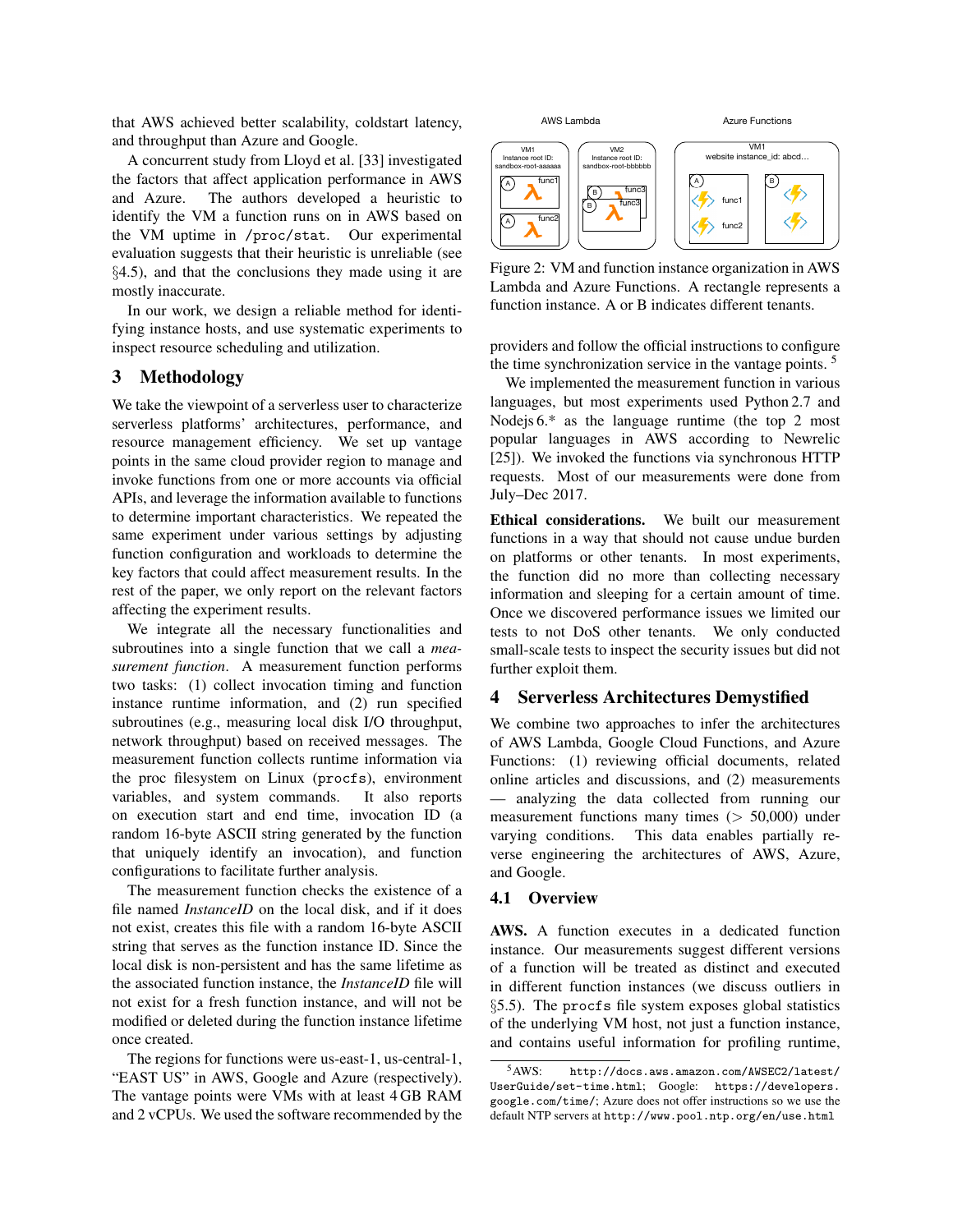that AWS achieved better scalability, coldstart latency, and throughput than Azure and Google.

A concurrent study from Lloyd et al. [33] investigated the factors that affect application performance in AWS and Azure. The authors developed a heuristic to identify the VM a function runs on in AWS based on the VM uptime in `/proc/stat`. Our experimental evaluation suggests that their heuristic is unreliable (see §4.5), and that the conclusions they made using it are mostly inaccurate.

In our work, we design a reliable method for identifying instance hosts, and use systematic experiments to inspect resource scheduling and utilization.

## 3 Methodology

We take the viewpoint of a serverless user to characterize serverless platforms' architectures, performance, and resource management efficiency. We set up vantage points in the same cloud provider region to manage and invoke functions from one or more accounts via official APIs, and leverage the information available to functions to determine important characteristics. We repeated the same experiment under various settings by adjusting function configuration and workloads to determine the key factors that could affect measurement results. In the rest of the paper, we only report on the relevant factors affecting the experiment results.

We integrate all the necessary functionalities and subroutines into a single function that we call a *measurement function*. A measurement function performs two tasks: (1) collect invocation timing and function instance runtime information, and (2) run specified subroutines (e.g., measuring local disk I/O throughput, network throughput) based on received messages. The measurement function collects runtime information via the proc filesystem on Linux (`procfs`), environment variables, and system commands. It also reports on execution start and end time, invocation ID (a random 16-byte ASCII string generated by the function that uniquely identify an invocation), and function configurations to facilitate further analysis.

The measurement function checks the existence of a file named *InstanceID* on the local disk, and if it does not exist, creates this file with a random 16-byte ASCII string that serves as the function instance ID. Since the local disk is non-persistent and has the same lifetime as the associated function instance, the *InstanceID* file will not exist for a fresh function instance, and will not be modified or deleted during the function instance lifetime once created.

The regions for functions were us-east-1, us-central-1, "EAST US" in AWS, Google and Azure (respectively). The vantage points were VMs with at least 4 GB RAM and 2 vCPUs. We used the software recommended by the providers and follow the official instructions to configure the time synchronization service in the vantage points. [5]

AWS Lambda

Azure Functions

VM1
Instance root ID:
sandbox-root-aaaaaa

A func1

A func2

VM2
Instance root ID:
sandbox-root-bbbbbb

B func3

B func3

VM1
website instance_id: abcd...

A func1

func2

B

Figure 2: VM and function instance organization in AWS Lambda and Azure Functions. A rectangle represents a function instance. A or B indicates different tenants.

We implemented the measurement function in various languages, but most experiments used Python 2.7 and Nodejs 6.* as the language runtime (the top 2 most popular languages in AWS according to Newrelic [25]). We invoked the functions via synchronous HTTP requests. Most of our measurements were done from July–Dec 2017.

**Ethical considerations.** We built our measurement functions in a way that should not cause undue burden on platforms or other tenants. In most experiments, the function did no more than collecting necessary information and sleeping for a certain amount of time. Once we discovered performance issues we limited our tests to not DoS other tenants. We only conducted small-scale tests to inspect the security issues but did not further exploit them.

## 4 Serverless Architectures Demystified

We combine two approaches to infer the architectures of AWS Lambda, Google Cloud Functions, and Azure Functions: (1) reviewing official documents, related online articles and discussions, and (2) measurements — analyzing the data collected from running our measurement functions many times (> 50,000) under varying conditions. This data enables partially reverse engineering the architectures of AWS, Azure, and Google.

### 4.1 Overview

**AWS.** A function executes in a dedicated function instance. Our measurements suggest different versions of a function will be treated as distinct and executed in different function instances (we discuss outliers in §5.5). The `procfs` file system exposes global statistics of the underlying VM host, not just a function instance, and contains useful information for profiling runtime,

[5] AWS: `http://docs.aws.amazon.com/AWSEC2/latest/UserGuide/set-time.html`; Google: `https://developers.google.com/time/`; Azure does not offer instructions so we use the default NTP servers at `http://www.pool.ntp.org/en/use.html`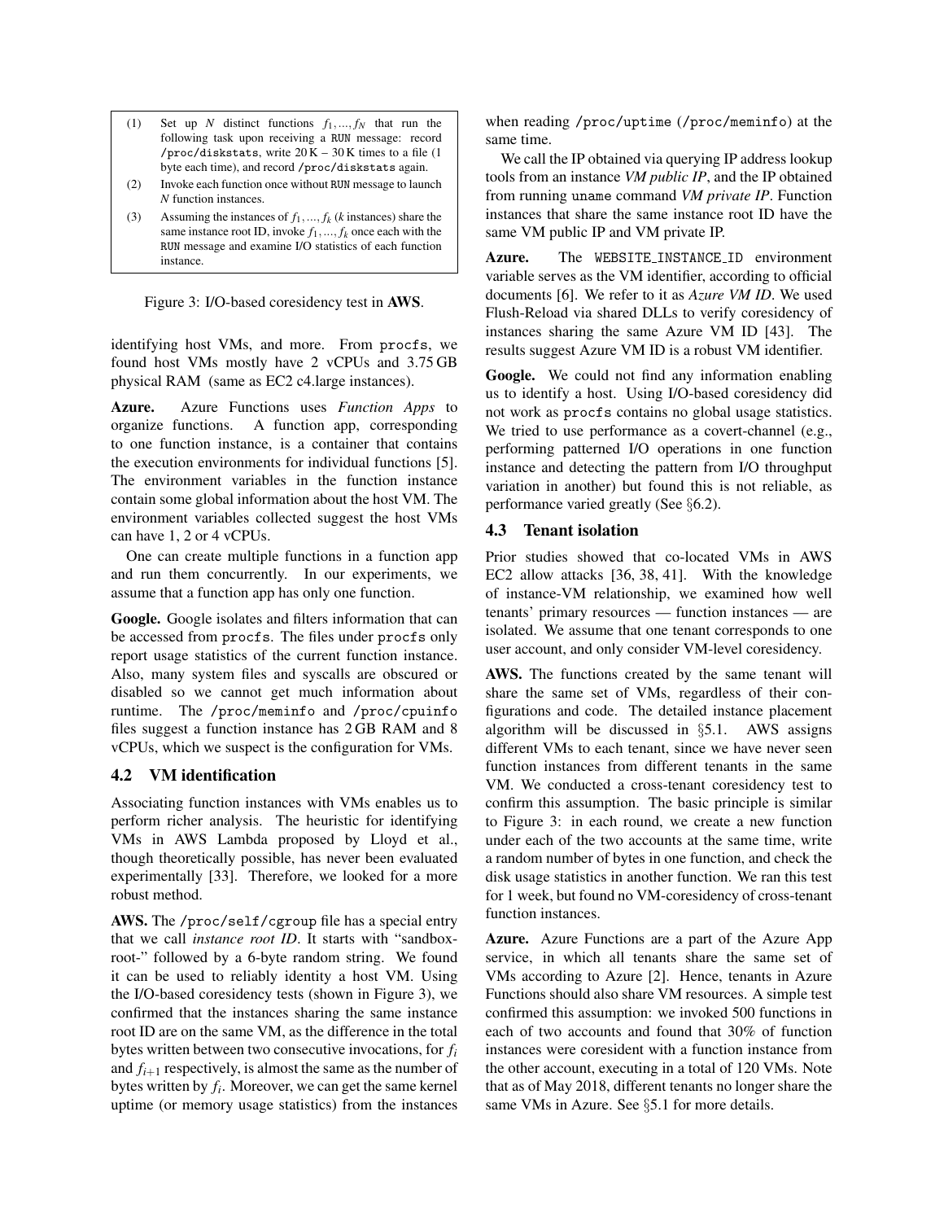(1) Set up $N$ distinct functions $f_1, ..., f_N$ that run the following task upon receiving a RUN message: record /proc/diskstats, write 20 K – 30 K times to a file (1 byte each time), and record /proc/diskstats again.

(2) Invoke each function once without RUN message to launch $N$ function instances.

(3) Assuming the instances of $f_1, ..., f_k$ ($k$ instances) share the same instance root ID, invoke $f_1, ..., f_k$ once each with the RUN message and examine I/O statistics of each function instance.

Figure 3: I/O-based coresidency test in **AWS**.

identifying host VMs, and more. From procfs, we found host VMs mostly have 2 vCPUs and 3.75 GB physical RAM (same as EC2 c4.large instances).

**Azure.** Azure Functions uses *Function Apps* to organize functions. A function app, corresponding to one function instance, is a container that contains the execution environments for individual functions [5]. The environment variables in the function instance contain some global information about the host VM. The environment variables collected suggest the host VMs can have 1, 2 or 4 vCPUs.

One can create multiple functions in a function app and run them concurrently. In our experiments, we assume that a function app has only one function.

**Google.** Google isolates and filters information that can be accessed from procfs. The files under procfs only report usage statistics of the current function instance. Also, many system files and syscalls are obscured or disabled so we cannot get much information about runtime. The /proc/meminfo and /proc/cpuinfo files suggest a function instance has 2 GB RAM and 8 vCPUs, which we suspect is the configuration for VMs.

## 4.2 VM identification

Associating function instances with VMs enables us to perform richer analysis. The heuristic for identifying VMs in AWS Lambda proposed by Lloyd et al., though theoretically possible, has never been evaluated experimentally [33]. Therefore, we looked for a more robust method.

**AWS.** The /proc/self/cgroup file has a special entry that we call *instance root ID*. It starts with "sandbox-root-" followed by a 6-byte random string. We found it can be used to reliably identity a host VM. Using the I/O-based coresidency tests (shown in Figure 3), we confirmed that the instances sharing the same instance root ID are on the same VM, as the difference in the total bytes written between two consecutive invocations, for $f_i$ and $f_{i+1}$ respectively, is almost the same as the number of bytes written by $f_i$. Moreover, we can get the same kernel uptime (or memory usage statistics) from the instances when reading /proc/uptime (/proc/meminfo) at the same time.

We call the IP obtained via querying IP address lookup tools from an instance *VM public IP*, and the IP obtained from running uname command *VM private IP*. Function instances that share the same instance root ID have the same VM public IP and VM private IP.

**Azure.** The WEBSITE_INSTANCE_ID environment variable serves as the VM identifier, according to official documents [6]. We refer to it as *Azure VM ID*. We used Flush-Reload via shared DLLs to verify coresidency of instances sharing the same Azure VM ID [43]. The results suggest Azure VM ID is a robust VM identifier.

**Google.** We could not find any information enabling us to identify a host. Using I/O-based coresidency did not work as procfs contains no global usage statistics. We tried to use performance as a covert-channel (e.g., performing patterned I/O operations in one function instance and detecting the pattern from I/O throughput variation in another) but found this is not reliable, as performance varied greatly (See §6.2).

## 4.3 Tenant isolation

Prior studies showed that co-located VMs in AWS EC2 allow attacks [36, 38, 41]. With the knowledge of instance-VM relationship, we examined how well tenants' primary resources — function instances — are isolated. We assume that one tenant corresponds to one user account, and only consider VM-level coresidency.

**AWS.** The functions created by the same tenant will share the same set of VMs, regardless of their configurations and code. The detailed instance placement algorithm will be discussed in §5.1. AWS assigns different VMs to each tenant, since we have never seen function instances from different tenants in the same VM. We conducted a cross-tenant coresidency test to confirm this assumption. The basic principle is similar to Figure 3: in each round, we create a new function under each of the two accounts at the same time, write a random number of bytes in one function, and check the disk usage statistics in another function. We ran this test for 1 week, but found no VM-coresidency of cross-tenant function instances.

**Azure.** Azure Functions are a part of the Azure App service, in which all tenants share the same set of VMs according to Azure [2]. Hence, tenants in Azure Functions should also share VM resources. A simple test confirmed this assumption: we invoked 500 functions in each of two accounts and found that 30% of function instances were coresident with a function instance from the other account, executing in a total of 120 VMs. Note that as of May 2018, different tenants no longer share the same VMs in Azure. See §5.1 for more details.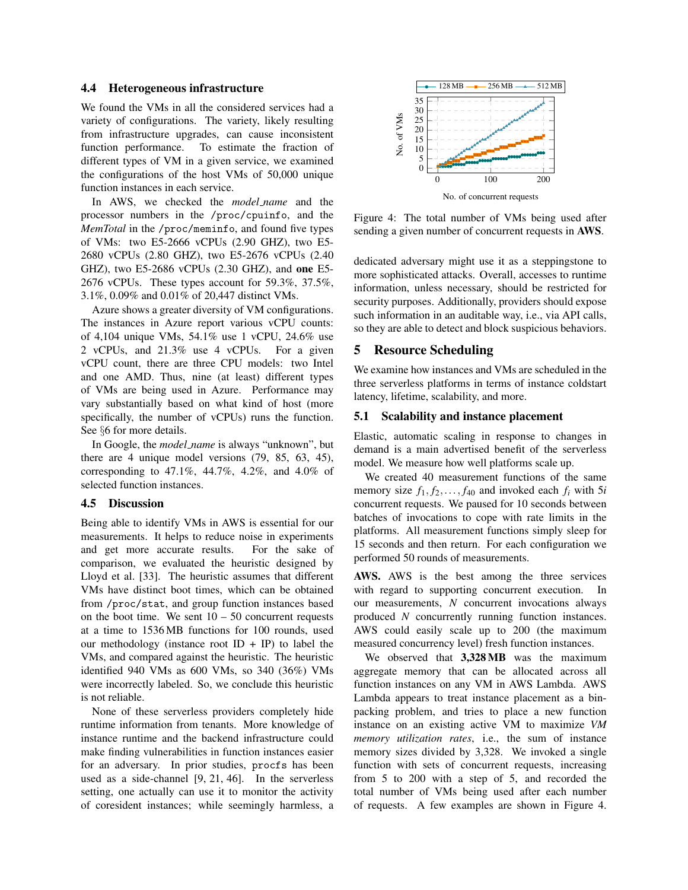### 4.4 Heterogeneous infrastructure

We found the VMs in all the considered services had a variety of configurations. The variety, likely resulting from infrastructure upgrades, can cause inconsistent function performance. To estimate the fraction of different types of VM in a given service, we examined the configurations of the host VMs of 50,000 unique function instances in each service.

In AWS, we checked the *model_name* and the processor numbers in the `/proc/cpuinfo`, and the *MemTotal* in the `/proc/meminfo`, and found five types of VMs: two E5-2666 vCPUs (2.90 GHZ), two E5-2680 vCPUs (2.80 GHZ), two E5-2676 vCPUs (2.40 GHZ), two E5-2686 vCPUs (2.30 GHZ), and **one** E5-2676 vCPUs. These types account for 59.3%, 37.5%, 3.1%, 0.09% and 0.01% of 20,447 distinct VMs.

Azure shows a greater diversity of VM configurations. The instances in Azure report various vCPU counts: of 4,104 unique VMs, 54.1% use 1 vCPU, 24.6% use 2 vCPUs, and 21.3% use 4 vCPUs. For a given vCPU count, there are three CPU models: two Intel and one AMD. Thus, nine (at least) different types of VMs are being used in Azure. Performance may vary substantially based on what kind of host (more specifically, the number of vCPUs) runs the function. See §6 for more details.

In Google, the *model_name* is always "unknown", but there are 4 unique model versions (79, 85, 63, 45), corresponding to 47.1%, 44.7%, 4.2%, and 4.0% of selected function instances.

### 4.5 Discussion

Being able to identify VMs in AWS is essential for our measurements. It helps to reduce noise in experiments and get more accurate results. For the sake of comparison, we evaluated the heuristic designed by Lloyd et al. [33]. The heuristic assumes that different VMs have distinct boot times, which can be obtained from `/proc/stat`, and group function instances based on the boot time. We sent 10 – 50 concurrent requests at a time to 1536 MB functions for 100 rounds, used our methodology (instance root ID + IP) to label the VMs, and compared against the heuristic. The heuristic identified 940 VMs as 600 VMs, so 340 (36%) VMs were incorrectly labeled. So, we conclude this heuristic is not reliable.

None of these serverless providers completely hide runtime information from tenants. More knowledge of instance runtime and the backend infrastructure could make finding vulnerabilities in function instances easier for an adversary. In prior studies, `procfs` has been used as a side-channel [9, 21, 46]. In the serverless setting, one actually can use it to monitor the activity of coresident instances; while seemingly harmless, a dedicated adversary might use it as a steppingstone to more sophisticated attacks. Overall, accesses to runtime information, unless necessary, should be restricted for security purposes. Additionally, providers should expose such information in an auditable way, i.e., via API calls, so they are able to detect and block suspicious behaviors.

128 MB
256 MB
512 MB
No. of VMs
35
30
25
20
15
10
5
0
0
100
200
No. of concurrent requests

Figure 4: The total number of VMs being used after sending a given number of concurrent requests in **AWS**.

## 5 Resource Scheduling

We examine how instances and VMs are scheduled in the three serverless platforms in terms of instance coldstart latency, lifetime, scalability, and more.

### 5.1 Scalability and instance placement

Elastic, automatic scaling in response to changes in demand is a main advertised benefit of the serverless model. We measure how well platforms scale up.

We created 40 measurement functions of the same memory size $f_1, f_2, \ldots, f_{40}$ and invoked each $f_i$ with $5i$ concurrent requests. We paused for 10 seconds between batches of invocations to cope with rate limits in the platforms. All measurement functions simply sleep for 15 seconds and then return. For each configuration we performed 50 rounds of measurements.

**AWS.** AWS is the best among the three services with regard to supporting concurrent execution. In our measurements, $N$ concurrent invocations always produced $N$ concurrently running function instances. AWS could easily scale up to 200 (the maximum measured concurrency level) fresh function instances.

We observed that **3,328 MB** was the maximum aggregate memory that can be allocated across all function instances on any VM in AWS Lambda. AWS Lambda appears to treat instance placement as a bin-packing problem, and tries to place a new function instance on an existing active VM to maximize *VM memory utilization rates*, i.e., the sum of instance memory sizes divided by 3,328. We invoked a single function with sets of concurrent requests, increasing from 5 to 200 with a step of 5, and recorded the total number of VMs being used after each number of requests. A few examples are shown in Figure 4.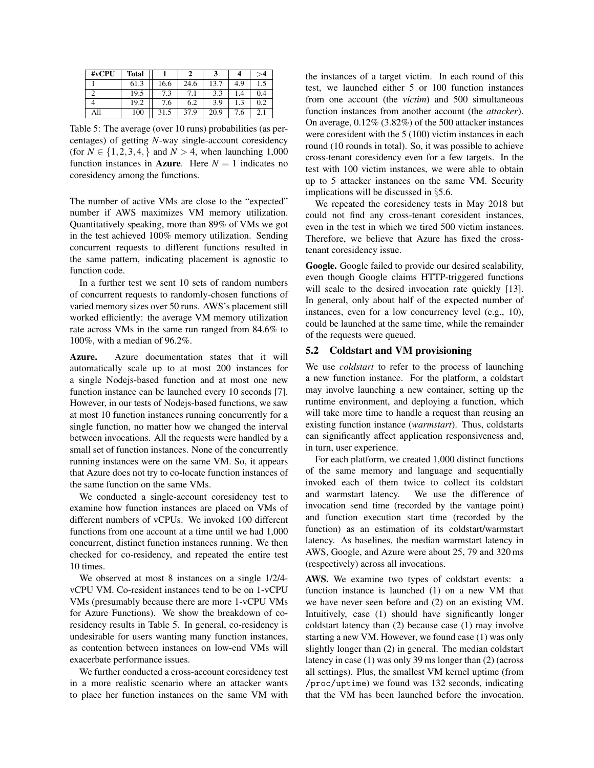| #vCPU | Total | 1 | 2 | 3 | 4 | >4 |
|---|---|---|---|---|---|---|
| 1 | 61.3 | 16.6 | 24.6 | 13.7 | 4.9 | 1.5 |
| 2 | 19.5 | 7.3 | 7.1 | 3.3 | 1.4 | 0.4 |
| 4 | 19.2 | 7.6 | 6.2 | 3.9 | 1.3 | 0.2 |
| All | 100 | 31.5 | 37.9 | 20.9 | 7.6 | 2.1 |

Table 5: The average (over 10 runs) probabilities (as percentages) of getting *N*-way single-account coresidency (for $N \in \{1,2,3,4,\}$ and $N > 4$, when launching 1,000 function instances in **Azure**. Here $N = 1$ indicates no coresidency among the functions.

The number of active VMs are close to the "expected" number if AWS maximizes VM memory utilization. Quantitatively speaking, more than 89% of VMs we got in the test achieved 100% memory utilization. Sending concurrent requests to different functions resulted in the same pattern, indicating placement is agnostic to function code.

In a further test we sent 10 sets of random numbers of concurrent requests to randomly-chosen functions of varied memory sizes over 50 runs. AWS's placement still worked efficiently: the average VM memory utilization rate across VMs in the same run ranged from 84.6% to 100%, with a median of 96.2%.

**Azure.** Azure documentation states that it will automatically scale up to at most 200 instances for a single Nodejs-based function and at most one new function instance can be launched every 10 seconds [7]. However, in our tests of Nodejs-based functions, we saw at most 10 function instances running concurrently for a single function, no matter how we changed the interval between invocations. All the requests were handled by a small set of function instances. None of the concurrently running instances were on the same VM. So, it appears that Azure does not try to co-locate function instances of the same function on the same VMs.

We conducted a single-account coresidency test to examine how function instances are placed on VMs of different numbers of vCPUs. We invoked 100 different functions from one account at a time until we had 1,000 concurrent, distinct function instances running. We then checked for co-residency, and repeated the entire test 10 times.

We observed at most 8 instances on a single 1/2/4-vCPU VM. Co-resident instances tend to be on 1-vCPU VMs (presumably because there are more 1-vCPU VMs for Azure Functions). We show the breakdown of co-residency results in Table 5. In general, co-residency is undesirable for users wanting many function instances, as contention between instances on low-end VMs will exacerbate performance issues.

We further conducted a cross-account coresidency test in a more realistic scenario where an attacker wants to place her function instances on the same VM with the instances of a target victim. In each round of this test, we launched either 5 or 100 function instances from one account (the *victim*) and 500 simultaneous function instances from another account (the *attacker*). On average, 0.12% (3.82%) of the 500 attacker instances were coresident with the 5 (100) victim instances in each round (10 rounds in total). So, it was possible to achieve cross-tenant coresidency even for a few targets. In the test with 100 victim instances, we were able to obtain up to 5 attacker instances on the same VM. Security implications will be discussed in §5.6.

We repeated the coresidency tests in May 2018 but could not find any cross-tenant coresident instances, even in the test in which we tired 500 victim instances. Therefore, we believe that Azure has fixed the cross-tenant coresidency issue.

**Google.** Google failed to provide our desired scalability, even though Google claims HTTP-triggered functions will scale to the desired invocation rate quickly [13]. In general, only about half of the expected number of instances, even for a low concurrency level (e.g., 10), could be launched at the same time, while the remainder of the requests were queued.

## 5.2 Coldstart and VM provisioning

We use *coldstart* to refer to the process of launching a new function instance. For the platform, a coldstart may involve launching a new container, setting up the runtime environment, and deploying a function, which will take more time to handle a request than reusing an existing function instance (*warmstart*). Thus, coldstarts can significantly affect application responsiveness and, in turn, user experience.

For each platform, we created 1,000 distinct functions of the same memory and language and sequentially invoked each of them twice to collect its coldstart and warmstart latency. We use the difference of invocation send time (recorded by the vantage point) and function execution start time (recorded by the function) as an estimation of its coldstart/warmstart latency. As baselines, the median warmstart latency in AWS, Google, and Azure were about 25, 79 and 320 ms (respectively) across all invocations.

**AWS.** We examine two types of coldstart events: a function instance is launched (1) on a new VM that we have never seen before and (2) on an existing VM. Intuitively, case (1) should have significantly longer coldstart latency than (2) because case (1) may involve starting a new VM. However, we found case (1) was only slightly longer than (2) in general. The median coldstart latency in case (1) was only 39 ms longer than (2) (across all settings). Plus, the smallest VM kernel uptime (from `/proc/uptime`) we found was 132 seconds, indicating that the VM has been launched before the invocation.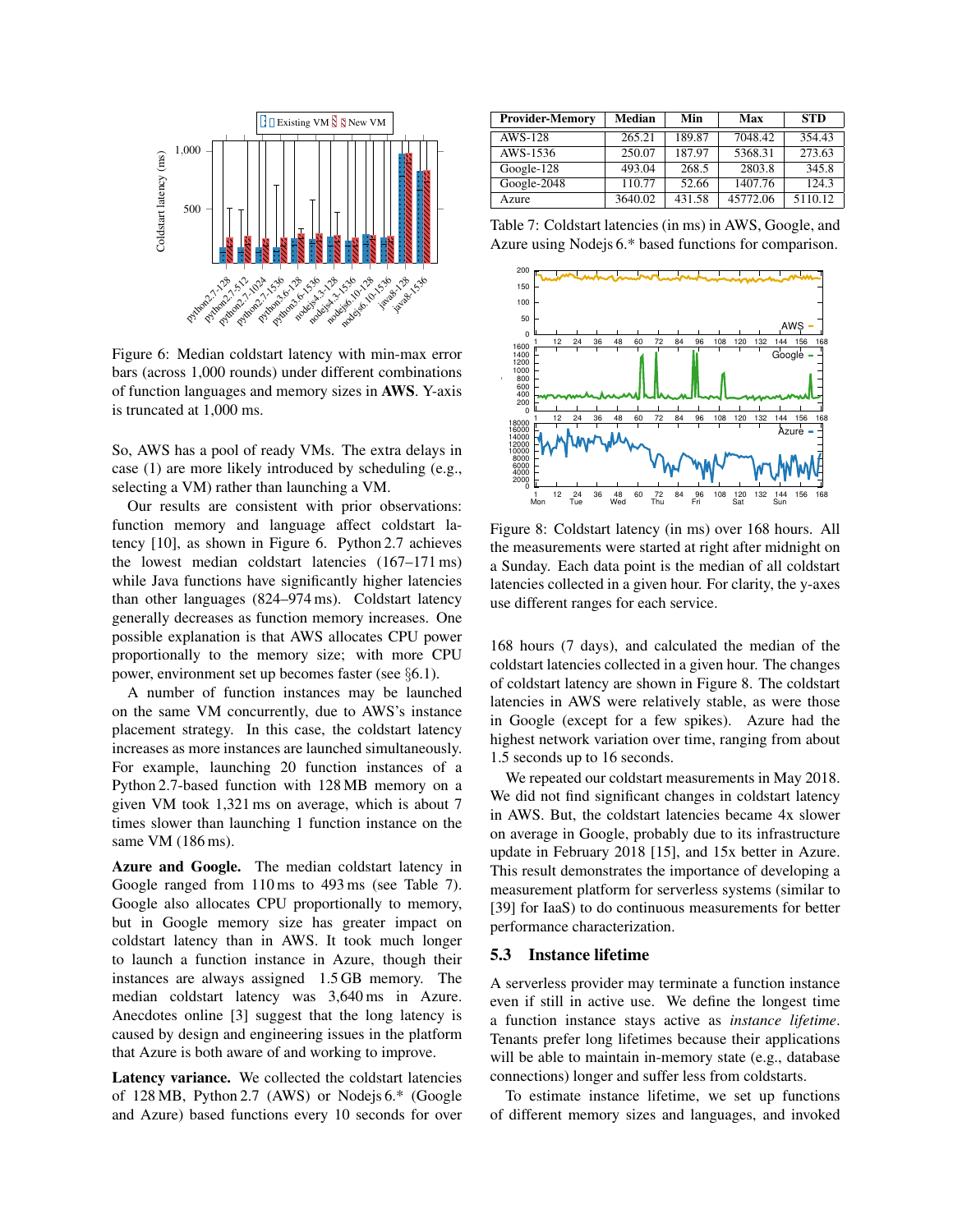Existing VM
New VM

Coldstart latency (ms)

1,000

500

python2.7-128
python2.7-512
python2.7-1024
python2.7-1536
python3.6-128
python3.6-1536
nodejs4.3-128
nodejs4.3-1536
nodejs6.10-128
nodejs6.10-1536
java8-128
java8-1536

Figure 6: Median coldstart latency with min-max error bars (across 1,000 rounds) under different combinations of function languages and memory sizes in **AWS**. Y-axis is truncated at 1,000 ms.

So, AWS has a pool of ready VMs. The extra delays in case (1) are more likely introduced by scheduling (e.g., selecting a VM) rather than launching a VM.

Our results are consistent with prior observations: function memory and language affect coldstart latency [10], as shown in Figure 6. Python 2.7 achieves the lowest median coldstart latencies (167–171 ms) while Java functions have significantly higher latencies than other languages (824–974 ms). Coldstart latency generally decreases as function memory increases. One possible explanation is that AWS allocates CPU power proportionally to the memory size; with more CPU power, environment set up becomes faster (see §6.1).

A number of function instances may be launched on the same VM concurrently, due to AWS's instance placement strategy. In this case, the coldstart latency increases as more instances are launched simultaneously. For example, launching 20 function instances of a Python 2.7-based function with 128 MB memory on a given VM took 1,321 ms on average, which is about 7 times slower than launching 1 function instance on the same VM (186 ms).

**Azure and Google.** The median coldstart latency in Google ranged from 110 ms to 493 ms (see Table 7). Google also allocates CPU proportionally to memory, but in Google memory size has greater impact on coldstart latency than in AWS. It took much longer to launch a function instance in Azure, though their instances are always assigned 1.5 GB memory. The median coldstart latency was 3,640 ms in Azure. Anecdotes online [3] suggest that the long latency is caused by design and engineering issues in the platform that Azure is both aware of and working to improve.

**Latency variance.** We collected the coldstart latencies of 128 MB, Python 2.7 (AWS) or Nodejs 6.* (Google and Azure) based functions every 10 seconds for over 168 hours (7 days), and calculated the median of the coldstart latencies collected in a given hour. The changes of coldstart latency are shown in Figure 8. The coldstart latencies in AWS were relatively stable, as were those in Google (except for a few spikes). Azure had the highest network variation over time, ranging from about 1.5 seconds up to 16 seconds.

| Provider-Memory | Median | Min | Max | STD |
|---|---|---|---|---|
| AWS-128 | 265.21 | 189.87 | 7048.42 | 354.43 |
| AWS-1536 | 250.07 | 187.97 | 5368.31 | 273.63 |
| Google-128 | 493.04 | 268.5 | 2803.8 | 345.8 |
| Google-2048 | 110.77 | 52.66 | 1407.76 | 124.3 |
| Azure | 3640.02 | 431.58 | 45772.06 | 5110.12 |

Table 7: Coldstart latencies (in ms) in AWS, Google, and Azure using Nodejs 6.* based functions for comparison.

AWS
Google
Azure

200
150
100
50
0

1600
1400
1200
1000
800
600
400
200
0

18000
16000
14000
12000
10000
8000
6000
4000
2000
0

1 12 24 36 48 60 72 84 96 108 120 132 144 156 168

Mon Tue Wed Thu Fri Sat Sun

Figure 8: Coldstart latency (in ms) over 168 hours. All the measurements were started at right after midnight on a Sunday. Each data point is the median of all coldstart latencies collected in a given hour. For clarity, the y-axes use different ranges for each service.

We repeated our coldstart measurements in May 2018. We did not find significant changes in coldstart latency in AWS. But, the coldstart latencies became 4x slower on average in Google, probably due to its infrastructure update in February 2018 [15], and 15x better in Azure. This result demonstrates the importance of developing a measurement platform for serverless systems (similar to [39] for IaaS) to do continuous measurements for better performance characterization.

### 5.3 Instance lifetime

A serverless provider may terminate a function instance even if still in active use. We define the longest time a function instance stays active as *instance lifetime*. Tenants prefer long lifetimes because their applications will be able to maintain in-memory state (e.g., database connections) longer and suffer less from coldstarts.

To estimate instance lifetime, we set up functions of different memory sizes and languages, and invoked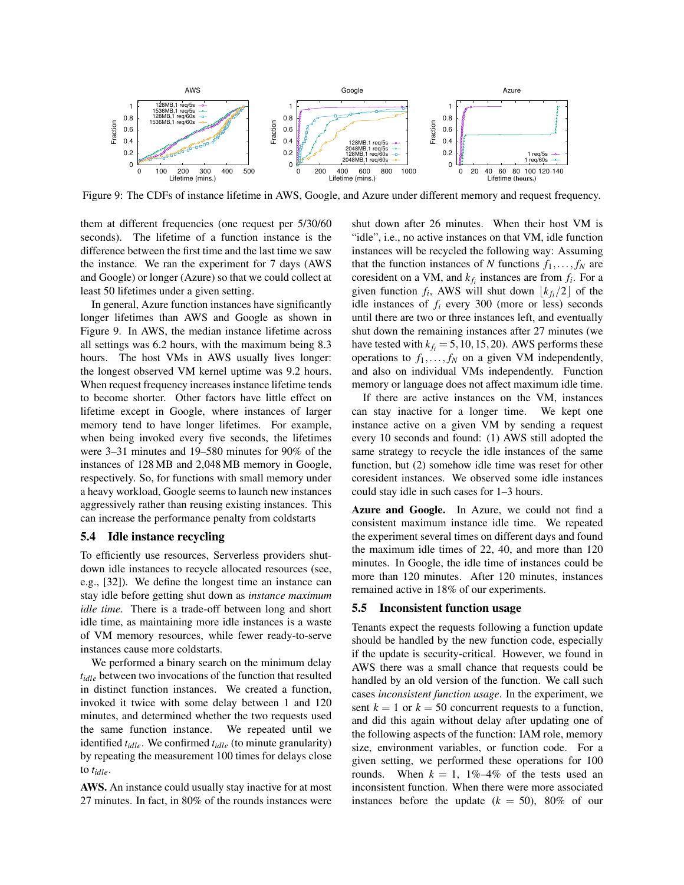AWS

Fraction

1
0.8
0.6
0.4
0.2
0

0 100 200 300 400 500

Lifetime (mins.)

128MB,1 req/5s
1536MB,1 req/5s
128MB,1 req/60s
1536MB,1 req/60s

Google

Fraction

1
0.8
0.6
0.4
0.2
0

0 200 400 600 800 1000

Lifetime (mins.)

128MB,1 req/5s
2048MB,1 req/5s
128MB,1 req/60s
2048MB,1 req/60s

Azure

Fraction

1
0.8
0.6
0.4
0.2
0

0 20 40 60 80 100 120 140

Lifetime (**hours.**)

1 req/5s
1 req/60s

Figure 9: The CDFs of instance lifetime in AWS, Google, and Azure under different memory and request frequency.

them at different frequencies (one request per 5/30/60 seconds). The lifetime of a function instance is the difference between the first time and the last time we saw the instance. We ran the experiment for 7 days (AWS and Google) or longer (Azure) so that we could collect at least 50 lifetimes under a given setting.

In general, Azure function instances have significantly longer lifetimes than AWS and Google as shown in Figure 9. In AWS, the median instance lifetime across all settings was 6.2 hours, with the maximum being 8.3 hours. The host VMs in AWS usually lives longer: the longest observed VM kernel uptime was 9.2 hours. When request frequency increases instance lifetime tends to become shorter. Other factors have little effect on lifetime except in Google, where instances of larger memory tend to have longer lifetimes. For example, when being invoked every five seconds, the lifetimes were 3–31 minutes and 19–580 minutes for 90% of the instances of 128 MB and 2,048 MB memory in Google, respectively. So, for functions with small memory under a heavy workload, Google seems to launch new instances aggressively rather than reusing existing instances. This can increase the performance penalty from coldstarts

## 5.4 Idle instance recycling

To efficiently use resources, Serverless providers shutdown idle instances to recycle allocated resources (see, e.g., [32]). We define the longest time an instance can stay idle before getting shut down as *instance maximum idle time*. There is a trade-off between long and short idle time, as maintaining more idle instances is a waste of VM memory resources, while fewer ready-to-serve instances cause more coldstarts.

We performed a binary search on the minimum delay $t_{idle}$ between two invocations of the function that resulted in distinct function instances. We created a function, invoked it twice with some delay between 1 and 120 minutes, and determined whether the two requests used the same function instance. We repeated until we identified $t_{idle}$. We confirmed $t_{idle}$ (to minute granularity) by repeating the measurement 100 times for delays close to $t_{idle}$.

**AWS.** An instance could usually stay inactive for at most 27 minutes. In fact, in 80% of the rounds instances were shut down after 26 minutes. When their host VM is "idle", i.e., no active instances on that VM, idle function instances will be recycled the following way: Assuming that the function instances of $N$ functions $f_1, \ldots, f_N$ are coresident on a VM, and $k_{f_i}$ instances are from $f_i$. For a given function $f_i$, AWS will shut down $\lfloor k_{f_i}/2 \rfloor$ of the idle instances of $f_i$ every 300 (more or less) seconds until there are two or three instances left, and eventually shut down the remaining instances after 27 minutes (we have tested with $k_{f_i} = 5, 10, 15, 20$). AWS performs these operations to $f_1, \ldots, f_N$ on a given VM independently, and also on individual VMs independently. Function memory or language does not affect maximum idle time.

If there are active instances on the VM, instances can stay inactive for a longer time. We kept one instance active on a given VM by sending a request every 10 seconds and found: (1) AWS still adopted the same strategy to recycle the idle instances of the same function, but (2) somehow idle time was reset for other coresident instances. We observed some idle instances could stay idle in such cases for 1–3 hours.

**Azure and Google.** In Azure, we could not find a consistent maximum instance idle time. We repeated the experiment several times on different days and found the maximum idle times of 22, 40, and more than 120 minutes. In Google, the idle time of instances could be more than 120 minutes. After 120 minutes, instances remained active in 18% of our experiments.

## 5.5 Inconsistent function usage

Tenants expect the requests following a function update should be handled by the new function code, especially if the update is security-critical. However, we found in AWS there was a small chance that requests could be handled by an old version of the function. We call such cases *inconsistent function usage*. In the experiment, we sent $k = 1$ or $k = 50$ concurrent requests to a function, and did this again without delay after updating one of the following aspects of the function: IAM role, memory size, environment variables, or function code. For a given setting, we performed these operations for 100 rounds. When $k = 1$, 1%–4% of the tests used an inconsistent function. When there were more associated instances before the update ($k = 50$), 80% of our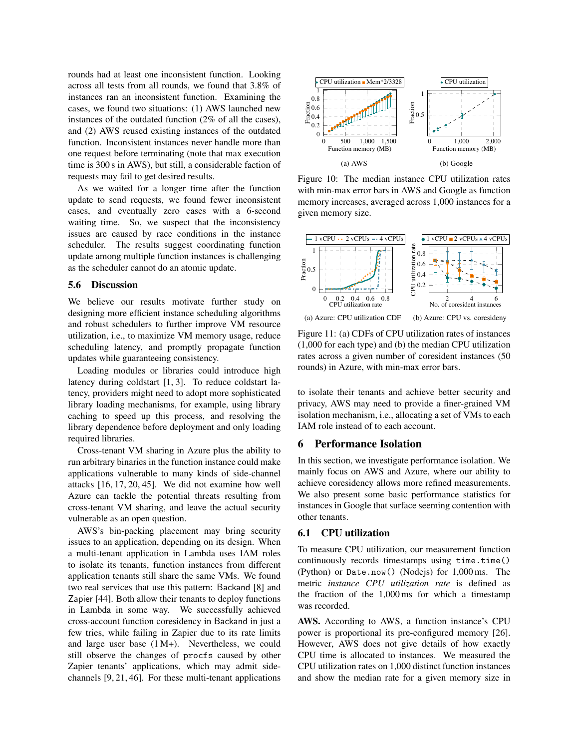rounds had at least one inconsistent function. Looking across all tests from all rounds, we found that 3.8% of instances ran an inconsistent function. Examining the cases, we found two situations: (1) AWS launched new instances of the outdated function (2% of all the cases), and (2) AWS reused existing instances of the outdated function. Inconsistent instances never handle more than one request before terminating (note that max execution time is 300 s in AWS), but still, a considerable faction of requests may fail to get desired results.

As we waited for a longer time after the function update to send requests, we found fewer inconsistent cases, and eventually zero cases with a 6-second waiting time. So, we suspect that the inconsistency issues are caused by race conditions in the instance scheduler. The results suggest coordinating function update among multiple function instances is challenging as the scheduler cannot do an atomic update.

### 5.6 Discussion

We believe our results motivate further study on designing more efficient instance scheduling algorithms and robust schedulers to further improve VM resource utilization, i.e., to maximize VM memory usage, reduce scheduling latency, and promptly propagate function updates while guaranteeing consistency.

Loading modules or libraries could introduce high latency during coldstart [1, 3]. To reduce coldstart latency, providers might need to adopt more sophisticated library loading mechanisms, for example, using library caching to speed up this process, and resolving the library dependence before deployment and only loading required libraries.

Cross-tenant VM sharing in Azure plus the ability to run arbitrary binaries in the function instance could make applications vulnerable to many kinds of side-channel attacks [16, 17, 20, 45]. We did not examine how well Azure can tackle the potential threats resulting from cross-tenant VM sharing, and leave the actual security vulnerable as an open question.

AWS's bin-packing placement may bring security issues to an application, depending on its design. When a multi-tenant application in Lambda uses IAM roles to isolate its tenants, function instances from different application tenants still share the same VMs. We found two real services that use this pattern: Backand [8] and Zapier [44]. Both allow their tenants to deploy functions in Lambda in some way. We successfully achieved cross-account function coresidency in Backand in just a few tries, while failing in Zapier due to its rate limits and large user base (1 M+). Nevertheless, we could still observe the changes of procfs caused by other Zapier tenants' applications, which may admit side-channels [9, 21, 46]. For these multi-tenant applications to isolate their tenants and achieve better security and privacy, AWS may need to provide a finer-grained VM isolation mechanism, i.e., allocating a set of VMs to each IAM role instead of to each account.

CPU utilization Mem*2/3328
Fraction
0 0.2 0.4 0.6 0.8 1
0 500 1,000 1,500
Function memory (MB)
(a) AWS

CPU utilization
Fraction
0.5 1
0 1,000 2,000
Function memory (MB)
(b) Google

Figure 10: The median instance CPU utilization rates with min-max error bars in AWS and Google as function memory increases, averaged across 1,000 instances for a given memory size.

1 vCPU 2 vCPUs 4 vCPUs
Fraction
0 0.5 1
0 0.2 0.4 0.6 0.8
CPU utilization rate
(a) Azure: CPU utilization CDF

1 vCPU 2 vCPUs 4 vCPUs
CPU utilization rate
0.2 0.4 0.6 0.8
2 4 6
No. of coresident instances
(b) Azure: CPU vs. coresideny

Figure 11: (a) CDFs of CPU utilization rates of instances (1,000 for each type) and (b) the median CPU utilization rates across a given number of coresident instances (50 rounds) in Azure, with min-max error bars.

## 6 Performance Isolation

In this section, we investigate performance isolation. We mainly focus on AWS and Azure, where our ability to achieve coresidency allows more refined measurements. We also present some basic performance statistics for instances in Google that surface seeming contention with other tenants.

### 6.1 CPU utilization

To measure CPU utilization, our measurement function continuously records timestamps using `time.time()` (Python) or `Date.now()` (Nodejs) for 1,000 ms. The metric *instance CPU utilization rate* is defined as the fraction of the 1,000 ms for which a timestamp was recorded.

**AWS.** According to AWS, a function instance's CPU power is proportional its pre-configured memory [26]. However, AWS does not give details of how exactly CPU time is allocated to instances. We measured the CPU utilization rates on 1,000 distinct function instances and show the median rate for a given memory size in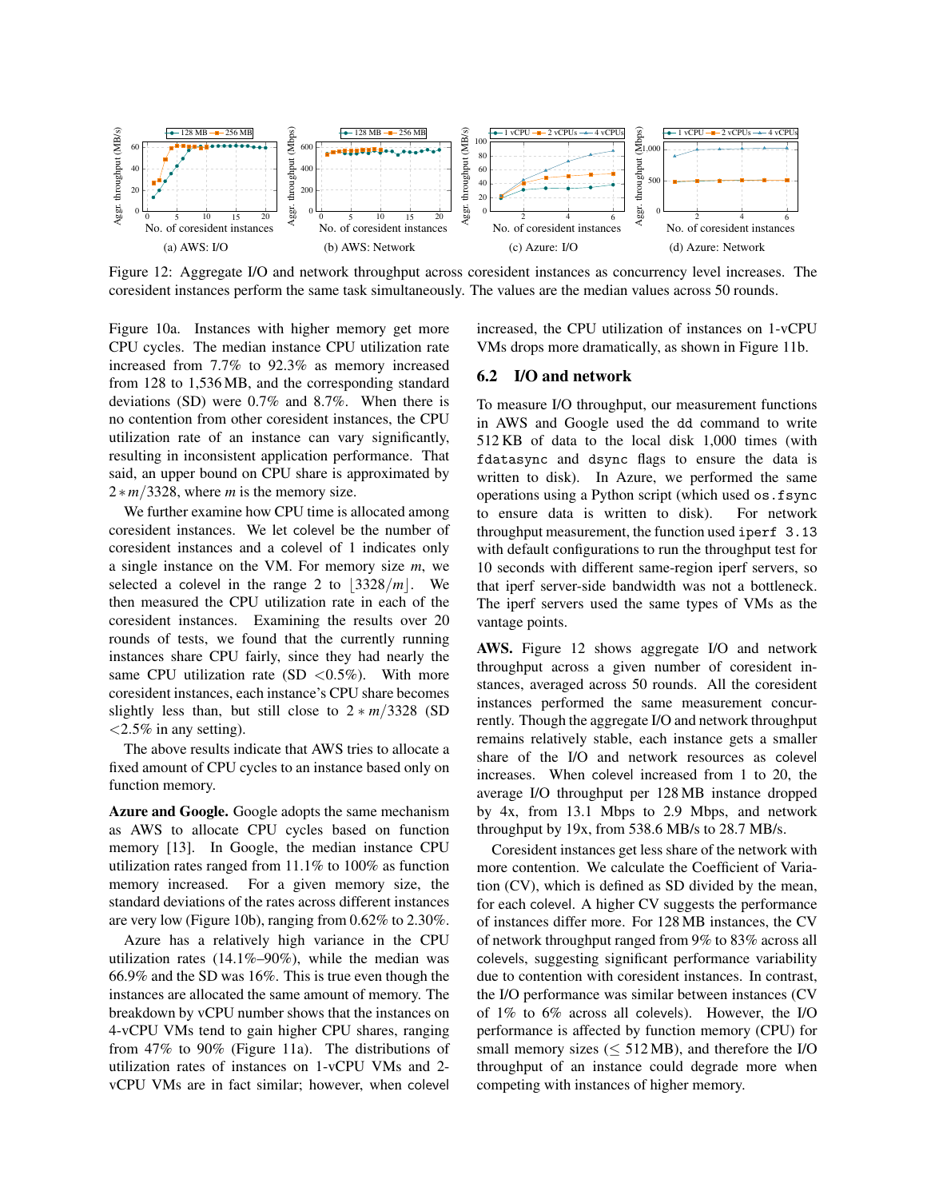128 MB 256 MB

Aggr. throughput (MB/s)

0 20 40 60

0 5 10 15 20

No. of coresident instances

(a) AWS: I/O

128 MB 256 MB

Aggr. throughput (Mbps)

0 200 400 600

0 5 10 15 20

No. of coresident instances

(b) AWS: Network

1 vCPU 2 vCPUs 4 vCPUs

Aggr. throughput (MB/s)

0 20 40 60 80 100

2 4 6

No. of coresident instances

(c) Azure: I/O

1 vCPU 2 vCPUs 4 vCPUs

Aggr. throughput (Mbps)

0 500 1,000

2 4 6

No. of coresident instances

(d) Azure: Network

Figure 12: Aggregate I/O and network throughput across coresident instances as concurrency level increases. The coresident instances perform the same task simultaneously. The values are the median values across 50 rounds.

Figure 10a. Instances with higher memory get more CPU cycles. The median instance CPU utilization rate increased from 7.7% to 92.3% as memory increased from 128 to 1,536 MB, and the corresponding standard deviations (SD) were 0.7% and 8.7%. When there is no contention from other coresident instances, the CPU utilization rate of an instance can vary significantly, resulting in inconsistent application performance. That said, an upper bound on CPU share is approximated by $2*m/3328$, where $m$ is the memory size.

We further examine how CPU time is allocated among coresident instances. We let colevel be the number of coresident instances and a colevel of 1 indicates only a single instance on the VM. For memory size $m$, we selected a colevel in the range 2 to $\lfloor 3328/m \rfloor$. We then measured the CPU utilization rate in each of the coresident instances. Examining the results over 20 rounds of tests, we found that the currently running instances share CPU fairly, since they had nearly the same CPU utilization rate (SD $<$0.5%). With more coresident instances, each instance's CPU share becomes slightly less than, but still close to $2*m/3328$ (SD $<$2.5% in any setting).

The above results indicate that AWS tries to allocate a fixed amount of CPU cycles to an instance based only on function memory.

**Azure and Google.** Google adopts the same mechanism as AWS to allocate CPU cycles based on function memory [13]. In Google, the median instance CPU utilization rates ranged from 11.1% to 100% as function memory increased. For a given memory size, the standard deviations of the rates across different instances are very low (Figure 10b), ranging from 0.62% to 2.30%.

Azure has a relatively high variance in the CPU utilization rates (14.1%–90%), while the median was 66.9% and the SD was 16%. This is true even though the instances are allocated the same amount of memory. The breakdown by vCPU number shows that the instances on 4-vCPU VMs tend to gain higher CPU shares, ranging from 47% to 90% (Figure 11a). The distributions of utilization rates of instances on 1-vCPU VMs and 2-vCPU VMs are in fact similar; however, when colevel increased, the CPU utilization of instances on 1-vCPU VMs drops more dramatically, as shown in Figure 11b.

## 6.2 I/O and network

To measure I/O throughput, our measurement functions in AWS and Google used the `dd` command to write 512 KB of data to the local disk 1,000 times (with `fdatasync` and `dsync` flags to ensure the data is written to disk). In Azure, we performed the same operations using a Python script (which used `os.fsync` to ensure data is written to disk). For network throughput measurement, the function used `iperf 3.13` with default configurations to run the throughput test for 10 seconds with different same-region iperf servers, so that iperf server-side bandwidth was not a bottleneck. The iperf servers used the same types of VMs as the vantage points.

**AWS.** Figure 12 shows aggregate I/O and network throughput across a given number of coresident instances, averaged across 50 rounds. All the coresident instances performed the same measurement concurrently. Though the aggregate I/O and network throughput remains relatively stable, each instance gets a smaller share of the I/O and network resources as colevel increases. When colevel increased from 1 to 20, the average I/O throughput per 128 MB instance dropped by 4x, from 13.1 Mbps to 2.9 Mbps, and network throughput by 19x, from 538.6 MB/s to 28.7 MB/s.

Coresident instances get less share of the network with more contention. We calculate the Coefficient of Variation (CV), which is defined as SD divided by the mean, for each colevel. A higher CV suggests the performance of instances differ more. For 128 MB instances, the CV of network throughput ranged from 9% to 83% across all colevels, suggesting significant performance variability due to contention with coresident instances. In contrast, the I/O performance was similar between instances (CV of 1% to 6% across all colevels). However, the I/O performance is affected by function memory (CPU) for small memory sizes ($\leq$ 512 MB), and therefore the I/O throughput of an instance could degrade more when competing with instances of higher memory.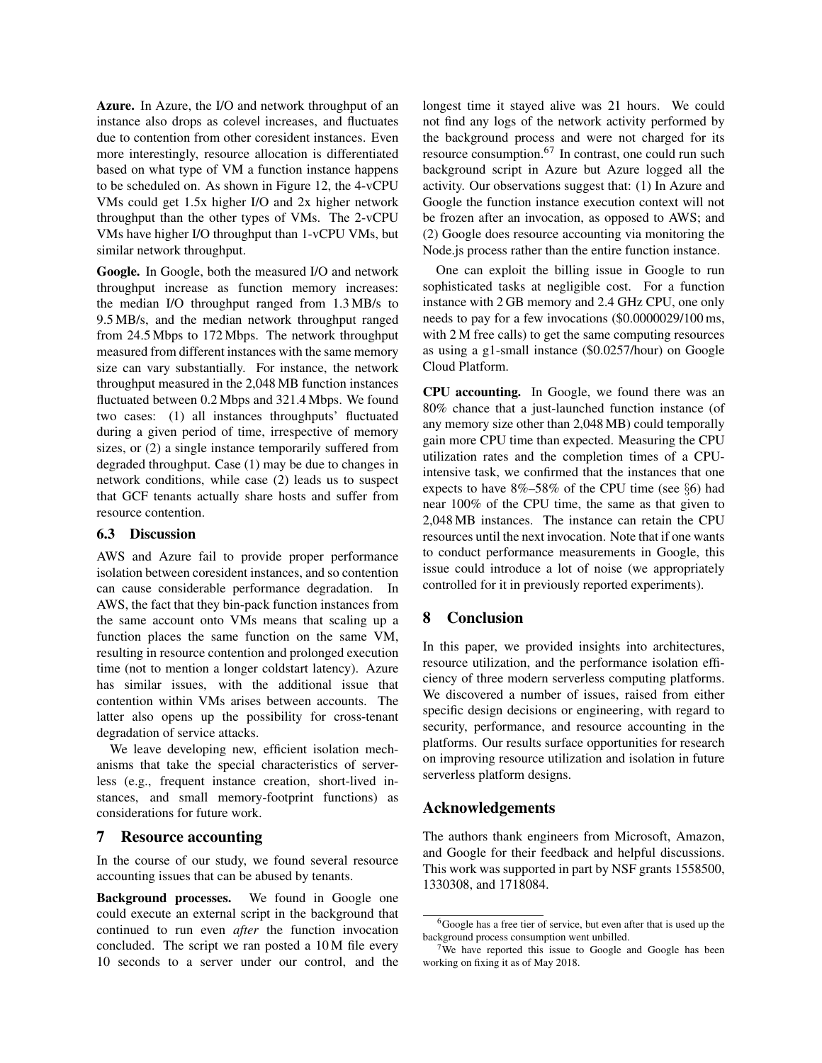**Azure.** In Azure, the I/O and network throughput of an instance also drops as colevel increases, and fluctuates due to contention from other coresident instances. Even more interestingly, resource allocation is differentiated based on what type of VM a function instance happens to be scheduled on. As shown in Figure 12, the 4-vCPU VMs could get 1.5x higher I/O and 2x higher network throughput than the other types of VMs. The 2-vCPU VMs have higher I/O throughput than 1-vCPU VMs, but similar network throughput.

**Google.** In Google, both the measured I/O and network throughput increase as function memory increases: the median I/O throughput ranged from 1.3 MB/s to 9.5 MB/s, and the median network throughput ranged from 24.5 Mbps to 172 Mbps. The network throughput measured from different instances with the same memory size can vary substantially. For instance, the network throughput measured in the 2,048 MB function instances fluctuated between 0.2 Mbps and 321.4 Mbps. We found two cases: (1) all instances throughputs' fluctuated during a given period of time, irrespective of memory sizes, or (2) a single instance temporarily suffered from degraded throughput. Case (1) may be due to changes in network conditions, while case (2) leads us to suspect that GCF tenants actually share hosts and suffer from resource contention.

### 6.3 Discussion

AWS and Azure fail to provide proper performance isolation between coresident instances, and so contention can cause considerable performance degradation. In AWS, the fact that they bin-pack function instances from the same account onto VMs means that scaling up a function places the same function on the same VM, resulting in resource contention and prolonged execution time (not to mention a longer coldstart latency). Azure has similar issues, with the additional issue that contention within VMs arises between accounts. The latter also opens up the possibility for cross-tenant degradation of service attacks.

We leave developing new, efficient isolation mechanisms that take the special characteristics of serverless (e.g., frequent instance creation, short-lived instances, and small memory-footprint functions) as considerations for future work.

## 7 Resource accounting

In the course of our study, we found several resource accounting issues that can be abused by tenants.

**Background processes.** We found in Google one could execute an external script in the background that continued to run even *after* the function invocation concluded. The script we ran posted a 10 M file every 10 seconds to a server under our control, and the longest time it stayed alive was 21 hours. We could not find any logs of the network activity performed by the background process and were not charged for its resource consumption.[6,7] In contrast, one could run such background script in Azure but Azure logged all the activity. Our observations suggest that: (1) In Azure and Google the function instance execution context will not be frozen after an invocation, as opposed to AWS; and (2) Google does resource accounting via monitoring the Node.js process rather than the entire function instance.

One can exploit the billing issue in Google to run sophisticated tasks at negligible cost. For a function instance with 2 GB memory and 2.4 GHz CPU, one only needs to pay for a few invocations ($0.0000029/100 ms, with 2 M free calls) to get the same computing resources as using a g1-small instance ($0.0257/hour) on Google Cloud Platform.

**CPU accounting.** In Google, we found there was an 80% chance that a just-launched function instance (of any memory size other than 2,048 MB) could temporally gain more CPU time than expected. Measuring the CPU utilization rates and the completion times of a CPU-intensive task, we confirmed that the instances that one expects to have 8%–58% of the CPU time (see §6) had near 100% of the CPU time, the same as that given to 2,048 MB instances. The instance can retain the CPU resources until the next invocation. Note that if one wants to conduct performance measurements in Google, this issue could introduce a lot of noise (we appropriately controlled for it in previously reported experiments).

## 8 Conclusion

In this paper, we provided insights into architectures, resource utilization, and the performance isolation efficiency of three modern serverless computing platforms. We discovered a number of issues, raised from either specific design decisions or engineering, with regard to security, performance, and resource accounting in the platforms. Our results surface opportunities for research on improving resource utilization and isolation in future serverless platform designs.

## Acknowledgements

The authors thank engineers from Microsoft, Amazon, and Google for their feedback and helpful discussions. This work was supported in part by NSF grants 1558500, 1330308, and 1718084.

[6] Google has a free tier of service, but even after that is used up the background process consumption went unbilled.

[7] We have reported this issue to Google and Google has been working on fixing it as of May 2018.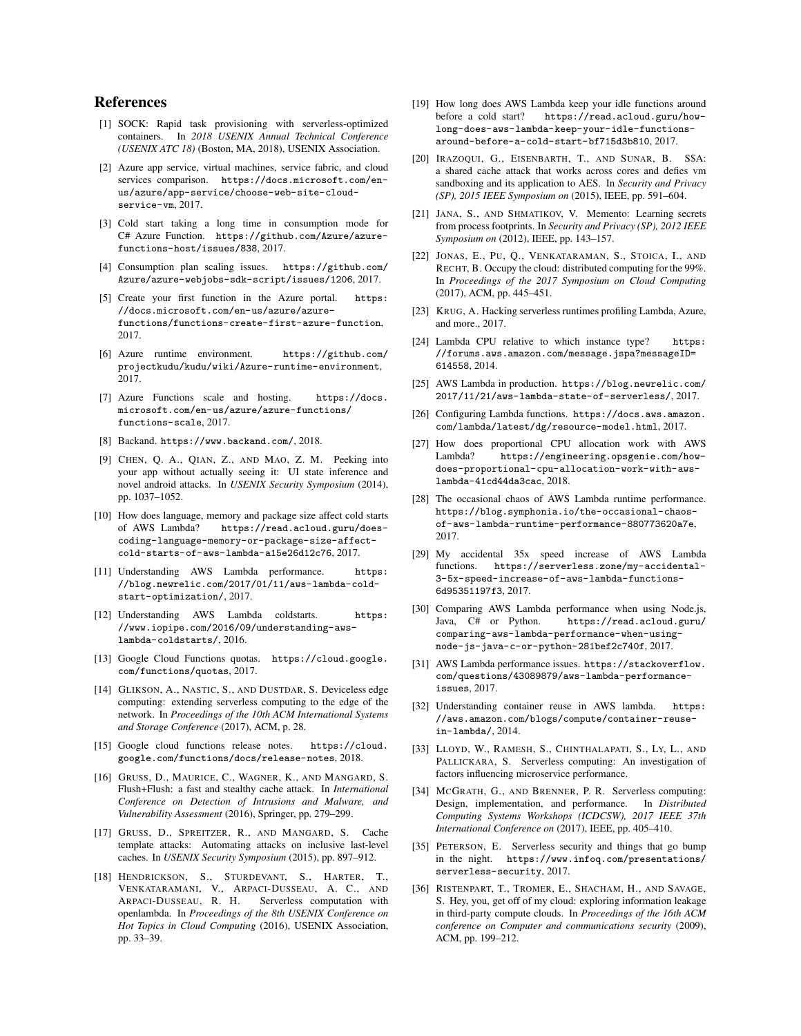## References

[1] SOCK: Rapid task provisioning with serverless-optimized containers. In *2018 USENIX Annual Technical Conference (USENIX ATC 18)* (Boston, MA, 2018), USENIX Association.

[2] Azure app service, virtual machines, service fabric, and cloud services comparison. https://docs.microsoft.com/en-us/azure/app-service/choose-web-site-cloud-service-vm, 2017.

[3] Cold start taking a long time in consumption mode for C# Azure Function. https://github.com/Azure/azure-functions-host/issues/838, 2017.

[4] Consumption plan scaling issues. https://github.com/Azure/azure-webjobs-sdk-script/issues/1206, 2017.

[5] Create your first function in the Azure portal. https://docs.microsoft.com/en-us/azure/azure-functions/functions-create-first-azure-function, 2017.

[6] Azure runtime environment. https://github.com/projectkudu/kudu/wiki/Azure-runtime-environment, 2017.

[7] Azure Functions scale and hosting. https://docs.microsoft.com/en-us/azure/azure-functions/functions-scale, 2017.

[8] Backand. https://www.backand.com/, 2018.

[9] CHEN, Q. A., QIAN, Z., AND MAO, Z. M. Peeking into your app without actually seeing it: UI state inference and novel android attacks. In *USENIX Security Symposium* (2014), pp. 1037–1052.

[10] How does language, memory and package size affect cold starts of AWS Lambda? https://read.acloud.guru/does-coding-language-memory-or-package-size-affect-cold-starts-of-aws-lambda-a15e26d12c76, 2017.

[11] Understanding AWS Lambda performance. https://blog.newrelic.com/2017/01/11/aws-lambda-cold-start-optimization/, 2017.

[12] Understanding AWS Lambda coldstarts. https://www.iopipe.com/2016/09/understanding-aws-lambda-coldstarts/, 2016.

[13] Google Cloud Functions quotas. https://cloud.google.com/functions/quotas, 2017.

[14] GLIKSON, A., NASTIC, S., AND DUSTDAR, S. Deviceless edge computing: extending serverless computing to the edge of the network. In *Proceedings of the 10th ACM International Systems and Storage Conference* (2017), ACM, p. 28.

[15] Google cloud functions release notes. https://cloud.google.com/functions/docs/release-notes, 2018.

[16] GRUSS, D., MAURICE, C., WAGNER, K., AND MANGARD, S. Flush+Flush: a fast and stealthy cache attack. In *International Conference on Detection of Intrusions and Malware, and Vulnerability Assessment* (2016), Springer, pp. 279–299.

[17] GRUSS, D., SPREITZER, R., AND MANGARD, S. Cache template attacks: Automating attacks on inclusive last-level caches. In *USENIX Security Symposium* (2015), pp. 897–912.

[18] HENDRICKSON, S., STURDEVANT, S., HARTER, T., VENKATARAMANI, V., ARPACI-DUSSEAU, A. C., AND ARPACI-DUSSEAU, R. H. Serverless computation with openlambda. In *Proceedings of the 8th USENIX Conference on Hot Topics in Cloud Computing* (2016), USENIX Association, pp. 33–39.

[19] How long does AWS Lambda keep your idle functions around before a cold start? https://read.acloud.guru/how-long-does-aws-lambda-keep-your-idle-functions-around-before-a-cold-start-bf715d3b810, 2017.

[20] IRAZOQUI, G., EISENBARTH, T., AND SUNAR, B. S$A: a shared cache attack that works across cores and defies vm sandboxing and its application to AES. In *Security and Privacy (SP), 2015 IEEE Symposium on* (2015), IEEE, pp. 591–604.

[21] JANA, S., AND SHMATIKOV, V. Memento: Learning secrets from process footprints. In *Security and Privacy (SP), 2012 IEEE Symposium on* (2012), IEEE, pp. 143–157.

[22] JONAS, E., PU, Q., VENKATARAMAN, S., STOICA, I., AND RECHT, B. Occupy the cloud: distributed computing for the 99%. In *Proceedings of the 2017 Symposium on Cloud Computing* (2017), ACM, pp. 445–451.

[23] KRUG, A. Hacking serverless runtimes profiling Lambda, Azure, and more., 2017.

[24] Lambda CPU relative to which instance type? https://forums.aws.amazon.com/message.jspa?messageID=614558, 2014.

[25] AWS Lambda in production. https://blog.newrelic.com/2017/11/21/aws-lambda-state-of-serverless/, 2017.

[26] Configuring Lambda functions. https://docs.aws.amazon.com/lambda/latest/dg/resource-model.html, 2017.

[27] How does proportional CPU allocation work with AWS Lambda? https://engineering.opsgenie.com/how-does-proportional-cpu-allocation-work-with-aws-lambda-41cd44da3cac, 2018.

[28] The occasional chaos of AWS Lambda runtime performance. https://blog.symphonia.io/the-occasional-chaos-of-aws-lambda-runtime-performance-880773620a7e, 2017.

[29] My accidental 35x speed increase of AWS Lambda functions. https://serverless.zone/my-accidental-3-5x-speed-increase-of-aws-lambda-functions-6d95351197f3, 2017.

[30] Comparing AWS Lambda performance when using Node.js, Java, C# or Python. https://read.acloud.guru/comparing-aws-lambda-performance-when-using-node-js-java-c-or-python-281bef2c740f, 2017.

[31] AWS Lambda performance issues. https://stackoverflow.com/questions/43089879/aws-lambda-performance-issues, 2017.

[32] Understanding container reuse in AWS lambda. https://aws.amazon.com/blogs/compute/container-reuse-in-lambda/, 2014.

[33] LLOYD, W., RAMESH, S., CHINTHALAPATI, S., LY, L., AND PALLICKARA, S. Serverless computing: An investigation of factors influencing microservice performance.

[34] MCGRATH, G., AND BRENNER, P. R. Serverless computing: Design, implementation, and performance. In *Distributed Computing Systems Workshops (ICDCSW), 2017 IEEE 37th International Conference on* (2017), IEEE, pp. 405–410.

[35] PETERSON, E. Serverless security and things that go bump in the night. https://www.infoq.com/presentations/serverless-security, 2017.

[36] RISTENPART, T., TROMER, E., SHACHAM, H., AND SAVAGE, S. Hey, you, get off of my cloud: exploring information leakage in third-party compute clouds. In *Proceedings of the 16th ACM conference on Computer and communications security* (2009), ACM, pp. 199–212.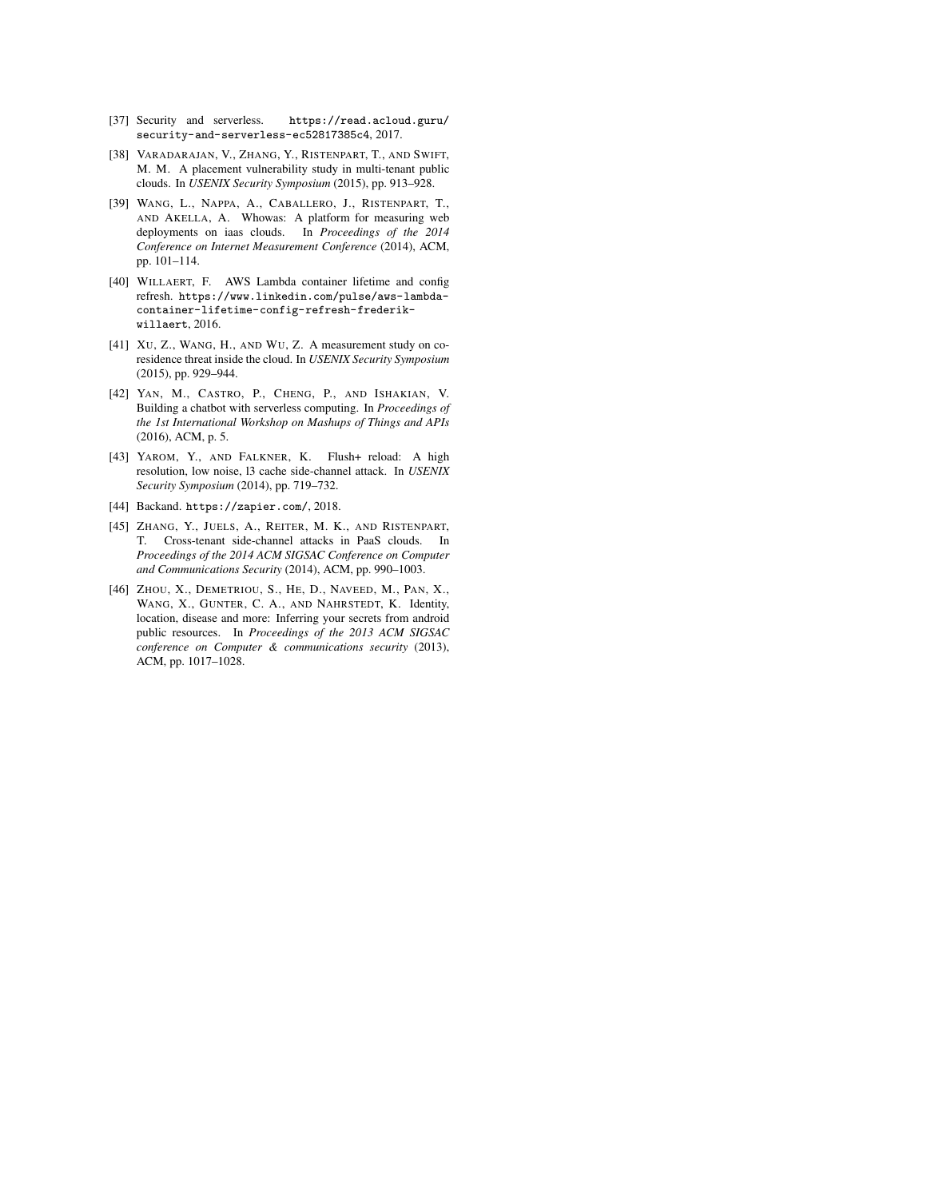[37] Security and serverless. `https://read.acloud.guru/security-and-serverless-ec52817385c4`, 2017.

[38] Varadarajan, V., Zhang, Y., Ristenpart, T., and Swift, M. M. A placement vulnerability study in multi-tenant public clouds. In *USENIX Security Symposium* (2015), pp. 913–928.

[39] Wang, L., Nappa, A., Caballero, J., Ristenpart, T., and Akella, A. Whowas: A platform for measuring web deployments on iaas clouds. In *Proceedings of the 2014 Conference on Internet Measurement Conference* (2014), ACM, pp. 101–114.

[40] Willaert, F. AWS Lambda container lifetime and config refresh. `https://www.linkedin.com/pulse/aws-lambda-container-lifetime-config-refresh-frederik-willaert`, 2016.

[41] Xu, Z., Wang, H., and Wu, Z. A measurement study on co-residence threat inside the cloud. In *USENIX Security Symposium* (2015), pp. 929–944.

[42] Yan, M., Castro, P., Cheng, P., and Ishakian, V. Building a chatbot with serverless computing. In *Proceedings of the 1st International Workshop on Mashups of Things and APIs* (2016), ACM, p. 5.

[43] Yarom, Y., and Falkner, K. Flush+ reload: A high resolution, low noise, l3 cache side-channel attack. In *USENIX Security Symposium* (2014), pp. 719–732.

[44] Backand. `https://zapier.com/`, 2018.

[45] Zhang, Y., Juels, A., Reiter, M. K., and Ristenpart, T. Cross-tenant side-channel attacks in PaaS clouds. In *Proceedings of the 2014 ACM SIGSAC Conference on Computer and Communications Security* (2014), ACM, pp. 990–1003.

[46] Zhou, X., Demetriou, S., He, D., Naveed, M., Pan, X., Wang, X., Gunter, C. A., and Nahrstedt, K. Identity, location, disease and more: Inferring your secrets from android public resources. In *Proceedings of the 2013 ACM SIGSAC conference on Computer & communications security* (2013), ACM, pp. 1017–1028.